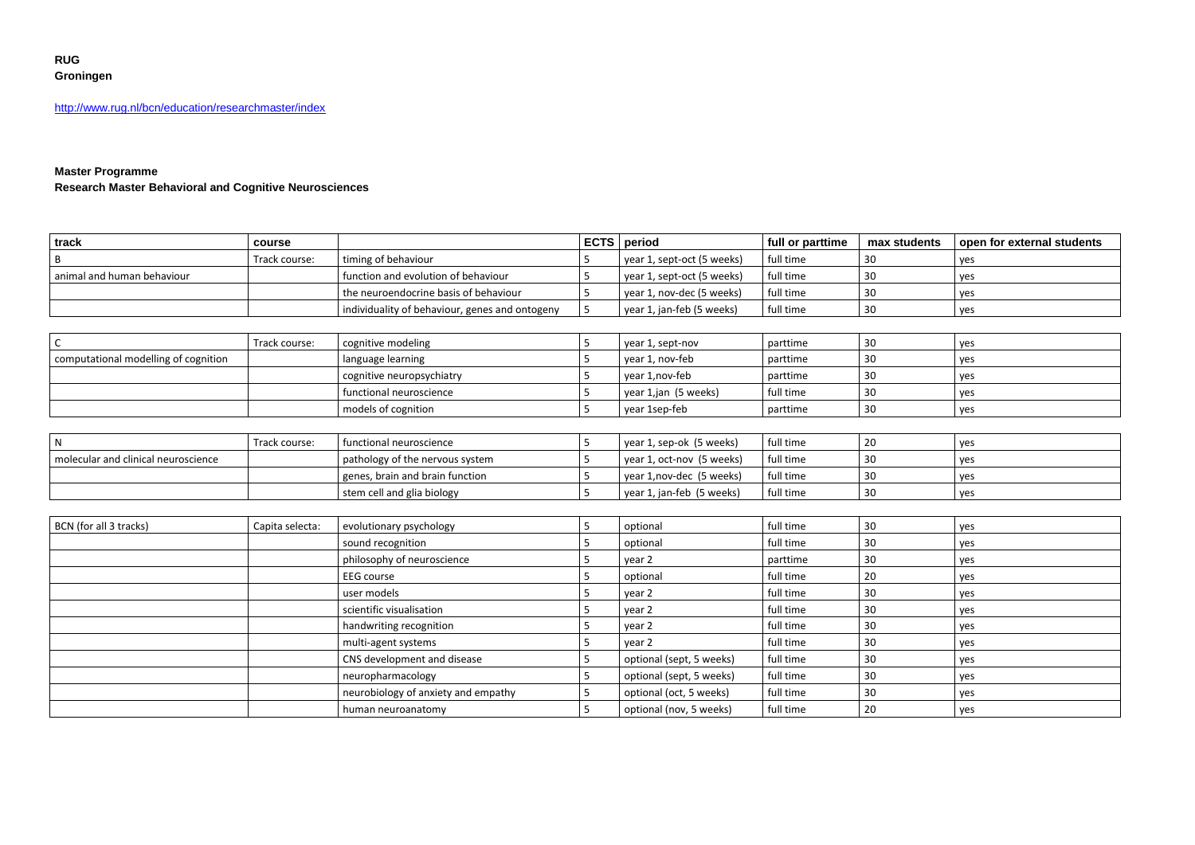**RUG**
**Groningen**

http://www.rug.nl/bcn/education/researchmaster/index

**Master Programme**
**Research Master Behavioral and Cognitive Neurosciences**

| track | course | | ECTS | period | full or parttime | max students | open for external students |
|---|---|---|---|---|---|---|---|
| B | Track course: | timing of behaviour | 5 | year 1, sept-oct (5 weeks) | full time | 30 | yes |
| animal and human behaviour | | function and evolution of behaviour | 5 | year 1, sept-oct (5 weeks) | full time | 30 | yes |
| | | the neuroendocrine basis of behaviour | 5 | year 1, nov-dec (5 weeks) | full time | 30 | yes |
| | | individuality of behaviour, genes and ontogeny | 5 | year 1, jan-feb (5 weeks) | full time | 30 | yes |
| | | | | | | | |
| C | Track course: | cognitive modeling | 5 | year 1, sept-nov | parttime | 30 | yes |
| computational modelling of cognition | | language learning | 5 | year 1, nov-feb | parttime | 30 | yes |
| | | cognitive neuropsychiatry | 5 | year 1,nov-feb | parttime | 30 | yes |
| | | functional neuroscience | 5 | year 1,jan (5 weeks) | full time | 30 | yes |
| | | models of cognition | 5 | year 1sep-feb | parttime | 30 | yes |
| | | | | | | | |
| N | Track course: | functional neuroscience | 5 | year 1, sep-ok (5 weeks) | full time | 20 | yes |
| molecular and clinical neuroscience | | pathology of the nervous system | 5 | year 1, oct-nov (5 weeks) | full time | 30 | yes |
| | | genes, brain and brain function | 5 | year 1,nov-dec (5 weeks) | full time | 30 | yes |
| | | stem cell and glia biology | 5 | year 1, jan-feb (5 weeks) | full time | 30 | yes |
| | | | | | | | |
| BCN (for all 3 tracks) | Capita selecta: | evolutionary psychology | 5 | optional | full time | 30 | yes |
| | | sound recognition | 5 | optional | full time | 30 | yes |
| | | philosophy of neuroscience | 5 | year 2 | parttime | 30 | yes |
| | | EEG course | 5 | optional | full time | 20 | yes |
| | | user models | 5 | year 2 | full time | 30 | yes |
| | | scientific visualisation | 5 | year 2 | full time | 30 | yes |
| | | handwriting recognition | 5 | year 2 | full time | 30 | yes |
| | | multi-agent systems | 5 | year 2 | full time | 30 | yes |
| | | CNS development and disease | 5 | optional (sept, 5 weeks) | full time | 30 | yes |
| | | neuropharmacology | 5 | optional (sept, 5 weeks) | full time | 30 | yes |
| | | neurobiology of anxiety and empathy | 5 | optional (oct, 5 weeks) | full time | 30 | yes |
| | | human neuroanatomy | 5 | optional (nov, 5 weeks) | full time | 20 | yes |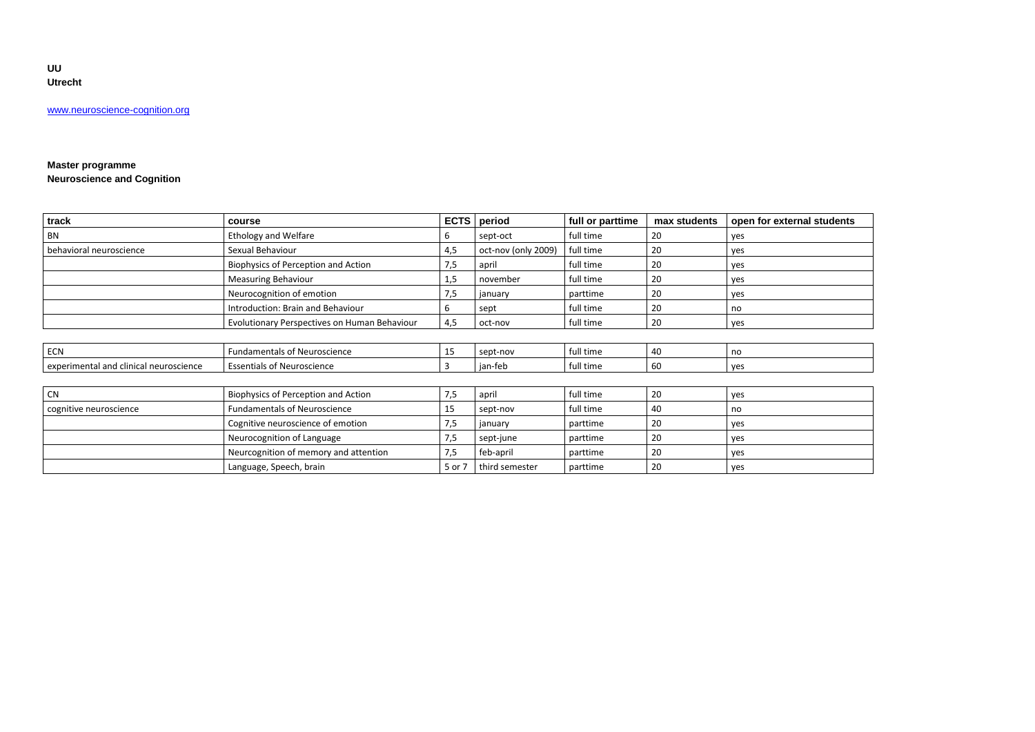**UU**
**Utrecht**

www.neuroscience-cognition.org

**Master programme**
**Neuroscience and Cognition**

| track | course | ECTS | period | full or parttime | max students | open for external students |
|---|---|---|---|---|---|---|
| BN | Ethology and Welfare | 6 | sept-oct | full time | 20 | yes |
| behavioral neuroscience | Sexual Behaviour | 4,5 | oct-nov (only 2009) | full time | 20 | yes |
| | Biophysics of Perception and Action | 7,5 | april | full time | 20 | yes |
| | Measuring Behaviour | 1,5 | november | full time | 20 | yes |
| | Neurocognition of emotion | 7,5 | january | parttime | 20 | yes |
| | Introduction: Brain and Behaviour | 6 | sept | full time | 20 | no |
| | Evolutionary Perspectives on Human Behaviour | 4,5 | oct-nov | full time | 20 | yes |

| track | course | ECTS | period | full or parttime | max students | open for external students |
|---|---|---|---|---|---|---|
| ECN | Fundamentals of Neuroscience | 15 | sept-nov | full time | 40 | no |
| experimental and clinical neuroscience | Essentials of Neuroscience | 3 | jan-feb | full time | 60 | yes |

| track | course | ECTS | period | full or parttime | max students | open for external students |
|---|---|---|---|---|---|---|
| CN | Biophysics of Perception and Action | 7,5 | april | full time | 20 | yes |
| cognitive neuroscience | Fundamentals of Neuroscience | 15 | sept-nov | full time | 40 | no |
| | Cognitive neuroscience of emotion | 7,5 | january | parttime | 20 | yes |
| | Neurocognition of Language | 7,5 | sept-june | parttime | 20 | yes |
| | Neurcognition of memory and attention | 7,5 | feb-april | parttime | 20 | yes |
| | Language, Speech, brain | 5 or 7 | third semester | parttime | 20 | yes |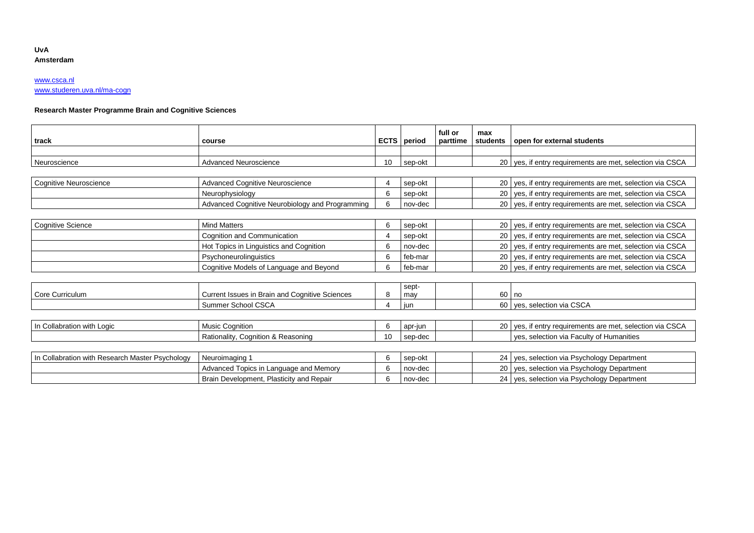**UvA**
**Amsterdam**

www.csca.nl
www.studeren.uva.nl/ma-cogn

**Research Master Programme Brain and Cognitive Sciences**

| track | course | ECTS | period | full or parttime | max students | open for external students |
|---|---|---|---|---|---|---|
| | | | | | | |
| Neuroscience | Advanced Neuroscience | 10 | sep-okt | | 20 | yes, if entry requirements are met, selection via CSCA |
| Cognitive Neuroscience | Advanced Cognitive Neuroscience | 4 | sep-okt | | 20 | yes, if entry requirements are met, selection via CSCA |
| | Neurophysiology | 6 | sep-okt | | 20 | yes, if entry requirements are met, selection via CSCA |
| | Advanced Cognitive Neurobiology and Programming | 6 | nov-dec | | 20 | yes, if entry requirements are met, selection via CSCA |
| Cognitive Science | Mind Matters | 6 | sep-okt | | 20 | yes, if entry requirements are met, selection via CSCA |
| | Cognition and Communication | 4 | sep-okt | | 20 | yes, if entry requirements are met, selection via CSCA |
| | Hot Topics in Linguistics and Cognition | 6 | nov-dec | | 20 | yes, if entry requirements are met, selection via CSCA |
| | Psychoneurolinguistics | 6 | feb-mar | | 20 | yes, if entry requirements are met, selection via CSCA |
| | Cognitive Models of Language and Beyond | 6 | feb-mar | | 20 | yes, if entry requirements are met, selection via CSCA |
| Core Curriculum | Current Issues in Brain and Cognitive Sciences | 8 | sept-may | | 60 | no |
| | Summer School CSCA | 4 | jun | | 60 | yes, selection via CSCA |
| In Collabration with Logic | Music Cognition | 6 | apr-jun | | 20 | yes, if entry requirements are met, selection via CSCA |
| | Rationality, Cognition & Reasoning | 10 | sep-dec | | | yes, selection via Faculty of Humanities |
| In Collabration with Research Master Psychology | Neuroimaging 1 | 6 | sep-okt | | 24 | yes, selection via Psychology Department |
| | Advanced Topics in Language and Memory | 6 | nov-dec | | 20 | yes, selection via Psychology Department |
| | Brain Development, Plasticity and Repair | 6 | nov-dec | | 24 | yes, selection via Psychology Department |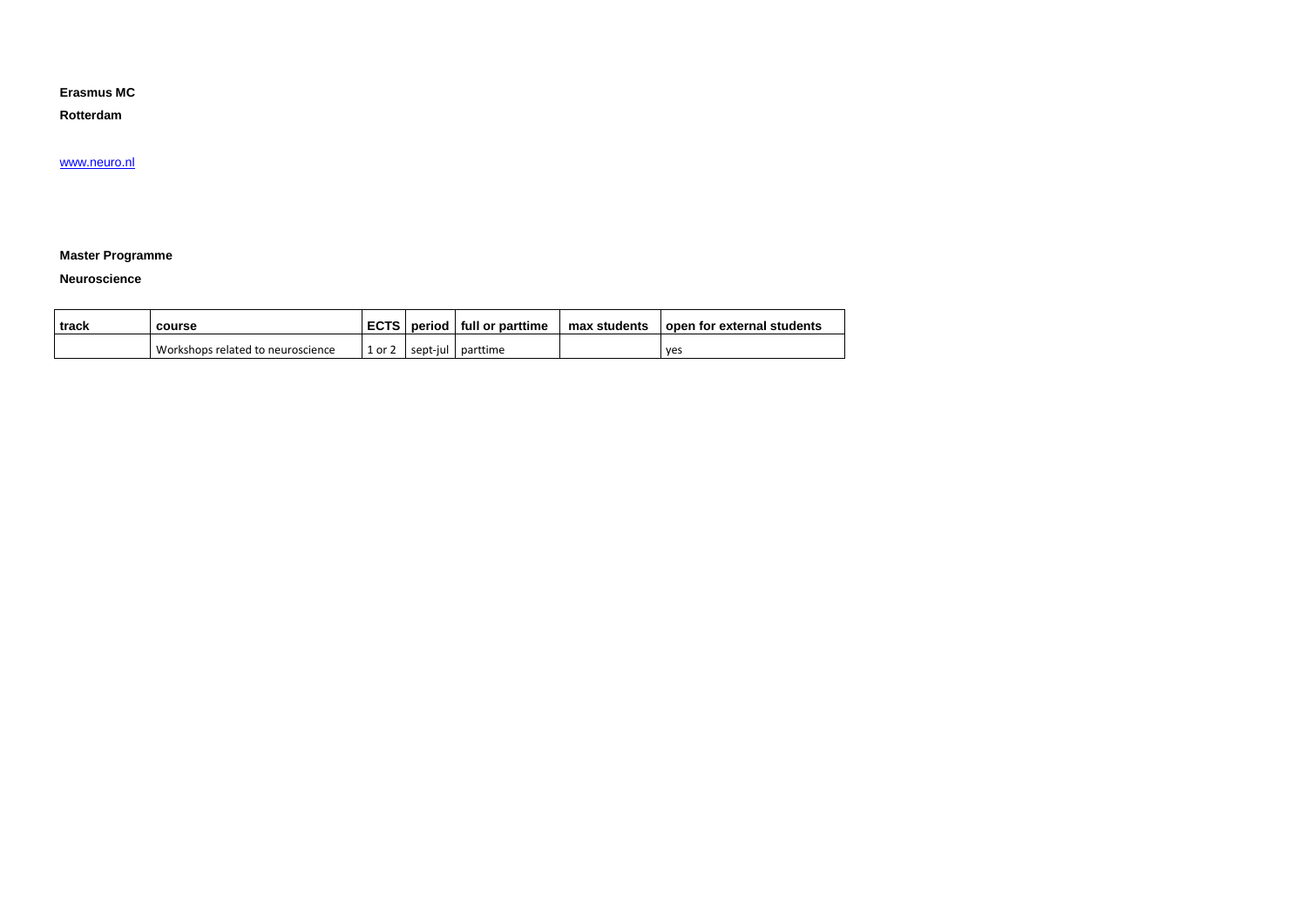**Erasmus MC**

**Rotterdam**

[www.neuro.nl](http://www.neuro.nl)

**Master Programme**

**Neuroscience**

| track | course | ECTS | period | full or parttime | max students | open for external students |
|---|---|---|---|---|---|---|
| | Workshops related to neuroscience | 1 or 2 | sept-jul | parttime | | yes |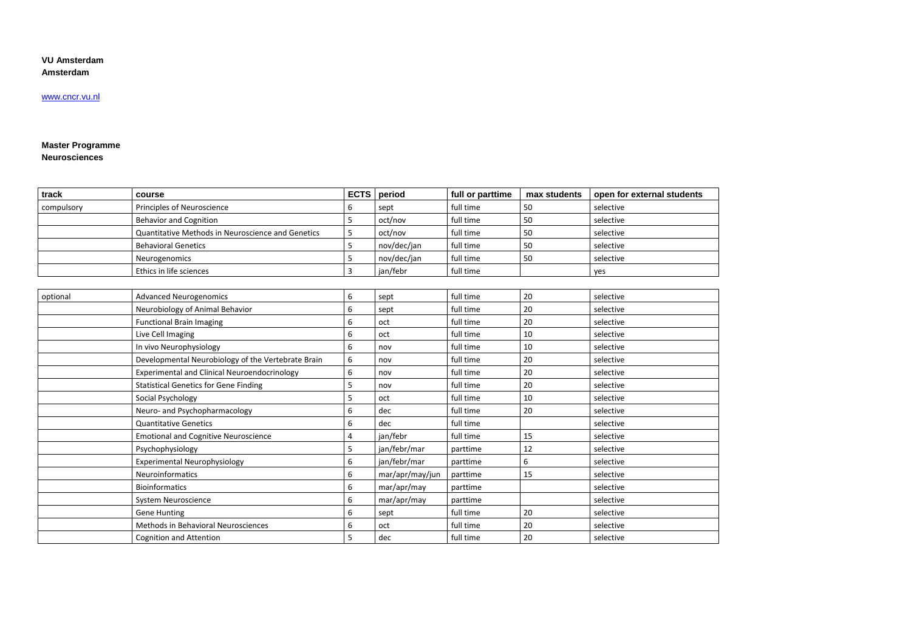**VU Amsterdam**
**Amsterdam**

www.cncr.vu.nl

**Master Programme**
**Neurosciences**

| track | course | ECTS | period | full or parttime | max students | open for external students |
|---|---|---|---|---|---|---|
| compulsory | Principles of Neuroscience | 6 | sept | full time | 50 | selective |
| | Behavior and Cognition | 5 | oct/nov | full time | 50 | selective |
| | Quantitative Methods in Neuroscience and Genetics | 5 | oct/nov | full time | 50 | selective |
| | Behavioral Genetics | 5 | nov/dec/jan | full time | 50 | selective |
| | Neurogenomics | 5 | nov/dec/jan | full time | 50 | selective |
| | Ethics in life sciences | 3 | jan/febr | full time | | yes |
| optional | Advanced Neurogenomics | 6 | sept | full time | 20 | selective |
| | Neurobiology of Animal Behavior | 6 | sept | full time | 20 | selective |
| | Functional Brain Imaging | 6 | oct | full time | 20 | selective |
| | Live Cell Imaging | 6 | oct | full time | 10 | selective |
| | In vivo Neurophysiology | 6 | nov | full time | 10 | selective |
| | Developmental Neurobiology of the Vertebrate Brain | 6 | nov | full time | 20 | selective |
| | Experimental and Clinical Neuroendocrinology | 6 | nov | full time | 20 | selective |
| | Statistical Genetics for Gene Finding | 5 | nov | full time | 20 | selective |
| | Social Psychology | 5 | oct | full time | 10 | selective |
| | Neuro- and Psychopharmacology | 6 | dec | full time | 20 | selective |
| | Quantitative Genetics | 6 | dec | full time | | selective |
| | Emotional and Cognitive Neuroscience | 4 | jan/febr | full time | 15 | selective |
| | Psychophysiology | 5 | jan/febr/mar | parttime | 12 | selective |
| | Experimental Neurophysiology | 6 | jan/febr/mar | parttime | 6 | selective |
| | Neuroinformatics | 6 | mar/apr/may/jun | parttime | 15 | selective |
| | Bioinformatics | 6 | mar/apr/may | parttime | | selective |
| | System Neuroscience | 6 | mar/apr/may | parttime | | selective |
| | Gene Hunting | 6 | sept | full time | 20 | selective |
| | Methods in Behavioral Neurosciences | 6 | oct | full time | 20 | selective |
| | Cognition and Attention | 5 | dec | full time | 20 | selective |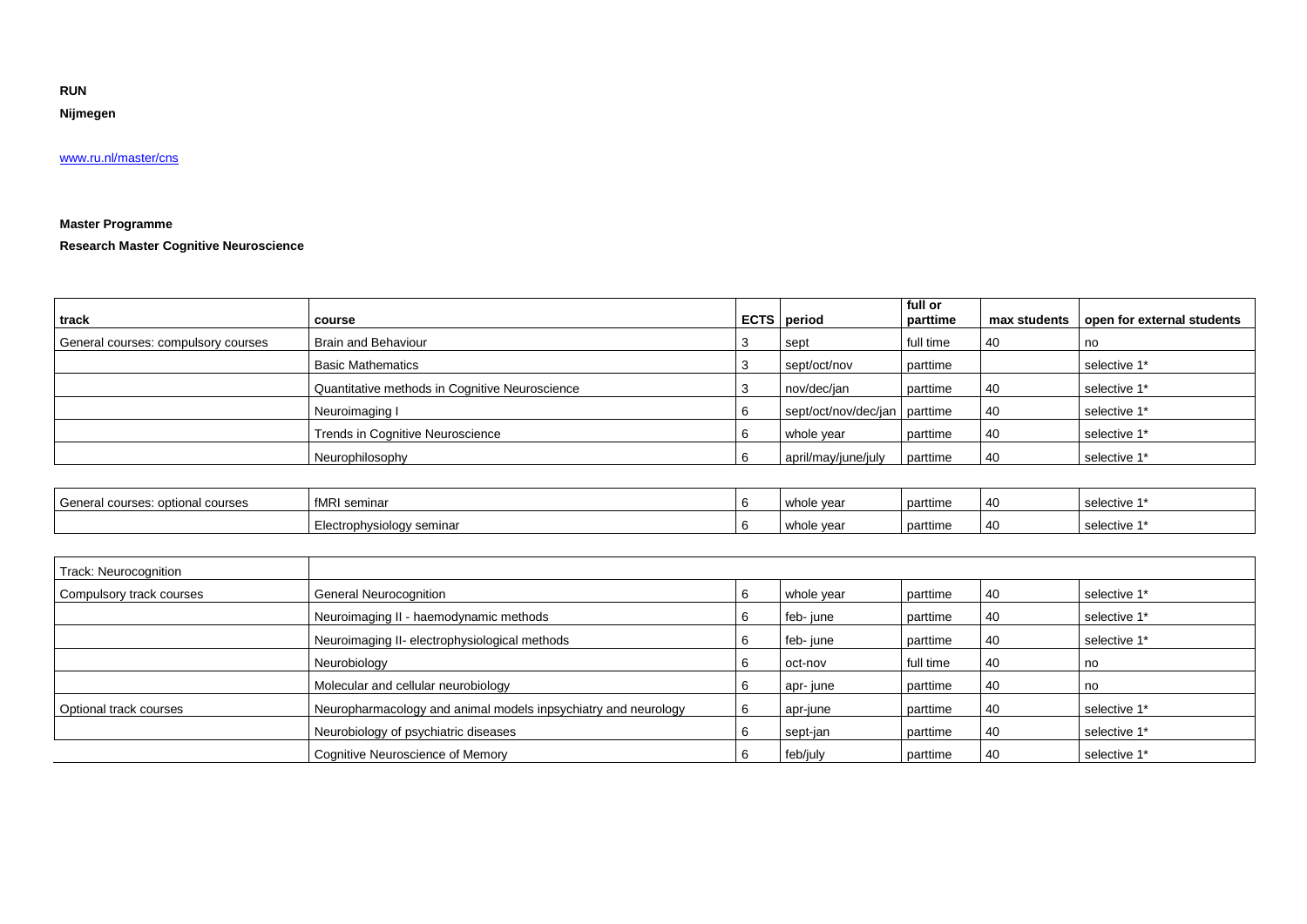**RUN**

**Nijmegen**

www.ru.nl/master/cns

**Master Programme**

**Research Master Cognitive Neuroscience**

| track | course | ECTS | period | full or parttime | max students | open for external students |
|---|---|---|---|---|---|---|
| General courses: compulsory courses | Brain and Behaviour | 3 | sept | full time | 40 | no |
| | Basic Mathematics | 3 | sept/oct/nov | parttime | | selective 1* |
| | Quantitative methods in Cognitive Neuroscience | 3 | nov/dec/jan | parttime | 40 | selective 1* |
| | Neuroimaging I | 6 | sept/oct/nov/dec/jan | parttime | 40 | selective 1* |
| | Trends in Cognitive Neuroscience | 6 | whole year | parttime | 40 | selective 1* |
| | Neurophilosophy | 6 | april/may/june/july | parttime | 40 | selective 1* |
| General courses: optional courses | fMRI seminar | 6 | whole year | parttime | 40 | selective 1* |
| | Electrophysiology seminar | 6 | whole year | parttime | 40 | selective 1* |
| Track: Neurocognition | | | | | | |
| Compulsory track courses | General Neurocognition | 6 | whole year | parttime | 40 | selective 1* |
| | Neuroimaging II - haemodynamic methods | 6 | feb- june | parttime | 40 | selective 1* |
| | Neuroimaging II- electrophysiological methods | 6 | feb- june | parttime | 40 | selective 1* |
| | Neurobiology | 6 | oct-nov | full time | 40 | no |
| | Molecular and cellular neurobiology | 6 | apr- june | parttime | 40 | no |
| Optional track courses | Neuropharmacology and animal models inpsychiatry and neurology | 6 | apr-june | parttime | 40 | selective 1* |
| | Neurobiology of psychiatric diseases | 6 | sept-jan | parttime | 40 | selective 1* |
| | Cognitive Neuroscience of Memory | 6 | feb/july | parttime | 40 | selective 1* |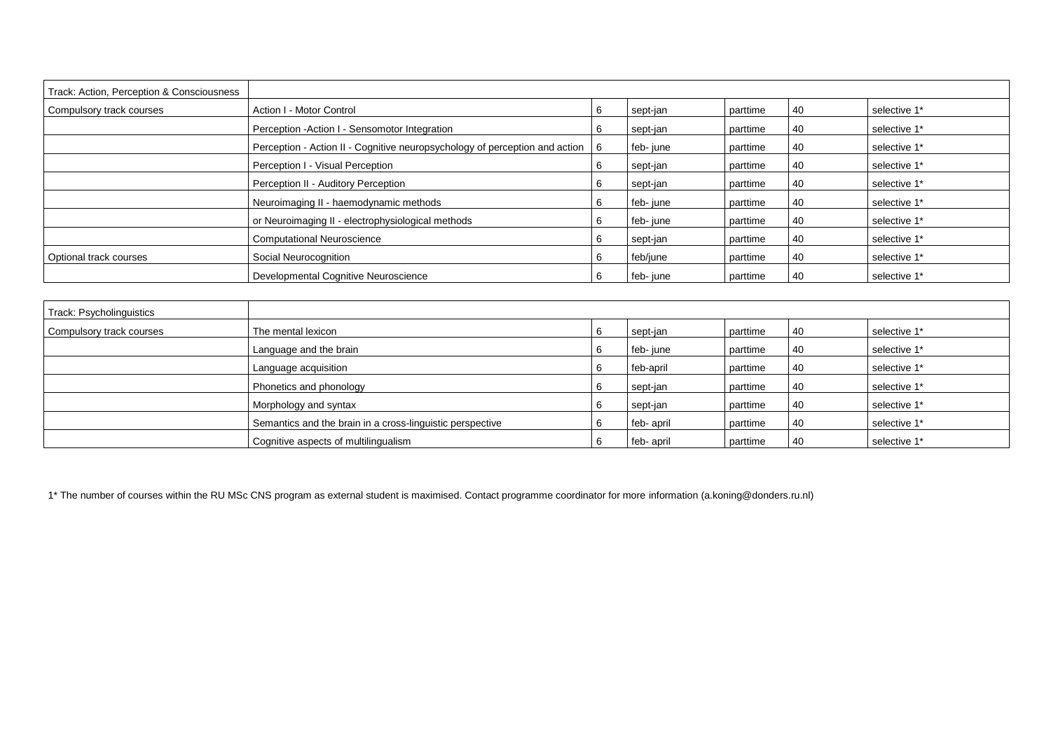| Track: Action, Perception & Consciousness | | | | | | |
|---|---|---|---|---|---|---|
| Compulsory track courses | Action I - Motor Control | 6 | sept-jan | parttime | 40 | selective 1* |
| | Perception -Action I - Sensomotor Integration | 6 | sept-jan | parttime | 40 | selective 1* |
| | Perception - Action II - Cognitive neuropsychology of perception and action | 6 | feb- june | parttime | 40 | selective 1* |
| | Perception I - Visual Perception | 6 | sept-jan | parttime | 40 | selective 1* |
| | Perception II - Auditory Perception | 6 | sept-jan | parttime | 40 | selective 1* |
| | Neuroimaging II - haemodynamic methods | 6 | feb- june | parttime | 40 | selective 1* |
| | or Neuroimaging II - electrophysiological methods | 6 | feb- june | parttime | 40 | selective 1* |
| | Computational Neuroscience | 6 | sept-jan | parttime | 40 | selective 1* |
| Optional track courses | Social Neurocognition | 6 | feb/june | parttime | 40 | selective 1* |
| | Developmental Cognitive Neuroscience | 6 | feb- june | parttime | 40 | selective 1* |

| Track: Psycholinguistics | | | | | | |
|---|---|---|---|---|---|---|
| Compulsory track courses | The mental lexicon | 6 | sept-jan | parttime | 40 | selective 1* |
| | Language and the brain | 6 | feb- june | parttime | 40 | selective 1* |
| | Language acquisition | 6 | feb-april | parttime | 40 | selective 1* |
| | Phonetics and phonology | 6 | sept-jan | parttime | 40 | selective 1* |
| | Morphology and syntax | 6 | sept-jan | parttime | 40 | selective 1* |
| | Semantics and the brain in a cross-linguistic perspective | 6 | feb- april | parttime | 40 | selective 1* |
| | Cognitive aspects of multilingualism | 6 | feb- april | parttime | 40 | selective 1* |

1* The number of courses within the RU MSc CNS program as external student is maximised. Contact programme coordinator for more information (a.koning@donders.ru.nl)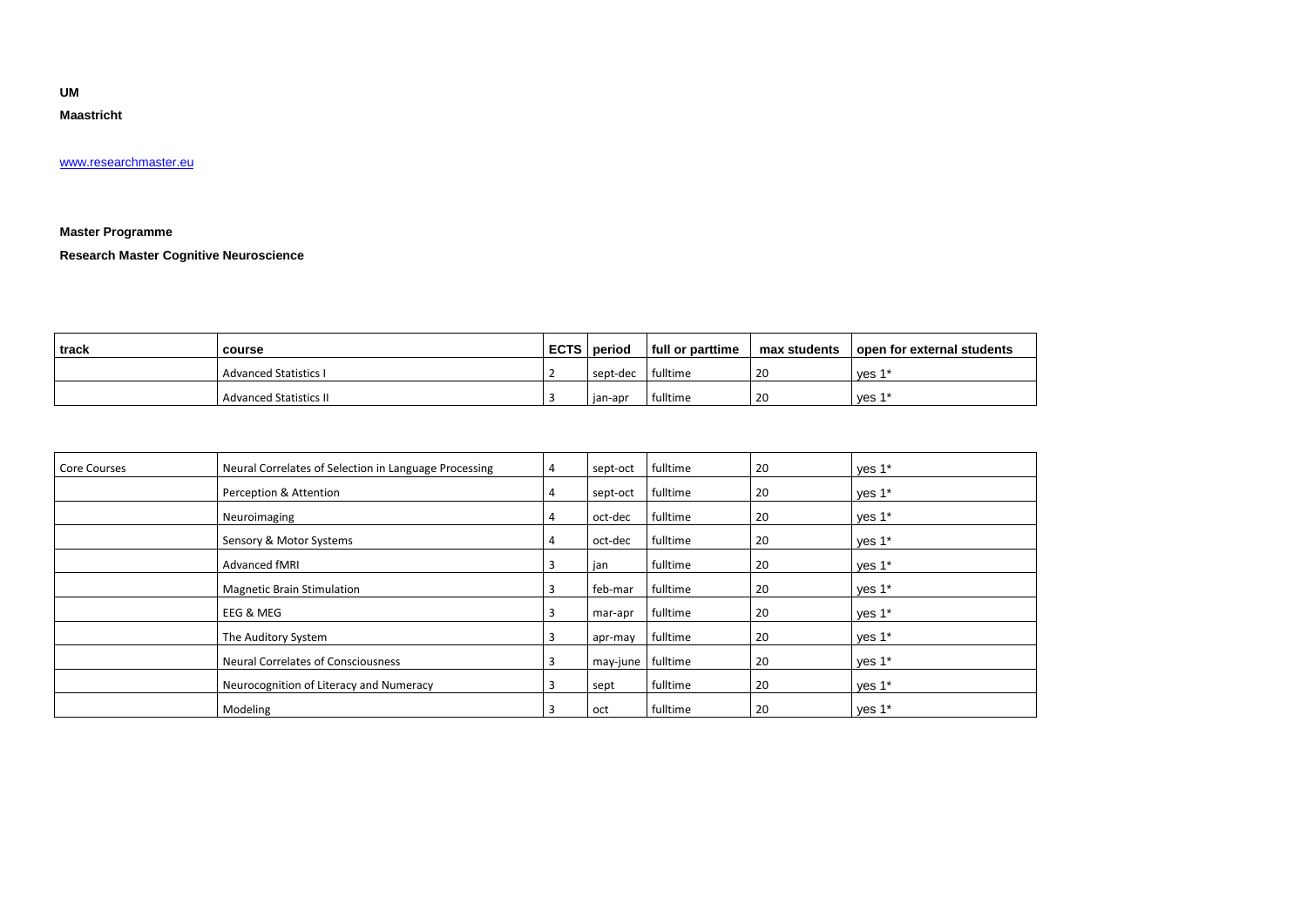**UM**

**Maastricht**

[www.researchmaster.eu](http://www.researchmaster.eu)

**Master Programme**

**Research Master Cognitive Neuroscience**

| track | course | ECTS | period | full or parttime | max students | open for external students |
|---|---|---|---|---|---|---|
| | Advanced Statistics I | 2 | sept-dec | fulltime | 20 | yes 1* |
| | Advanced Statistics II | 3 | jan-apr | fulltime | 20 | yes 1* |
| Core Courses | Neural Correlates of Selection in Language Processing | 4 | sept-oct | fulltime | 20 | yes 1* |
| | Perception & Attention | 4 | sept-oct | fulltime | 20 | yes 1* |
| | Neuroimaging | 4 | oct-dec | fulltime | 20 | yes 1* |
| | Sensory & Motor Systems | 4 | oct-dec | fulltime | 20 | yes 1* |
| | Advanced fMRI | 3 | jan | fulltime | 20 | yes 1* |
| | Magnetic Brain Stimulation | 3 | feb-mar | fulltime | 20 | yes 1* |
| | EEG & MEG | 3 | mar-apr | fulltime | 20 | yes 1* |
| | The Auditory System | 3 | apr-may | fulltime | 20 | yes 1* |
| | Neural Correlates of Consciousness | 3 | may-june | fulltime | 20 | yes 1* |
| | Neurocognition of Literacy and Numeracy | 3 | sept | fulltime | 20 | yes 1* |
| | Modeling | 3 | oct | fulltime | 20 | yes 1* |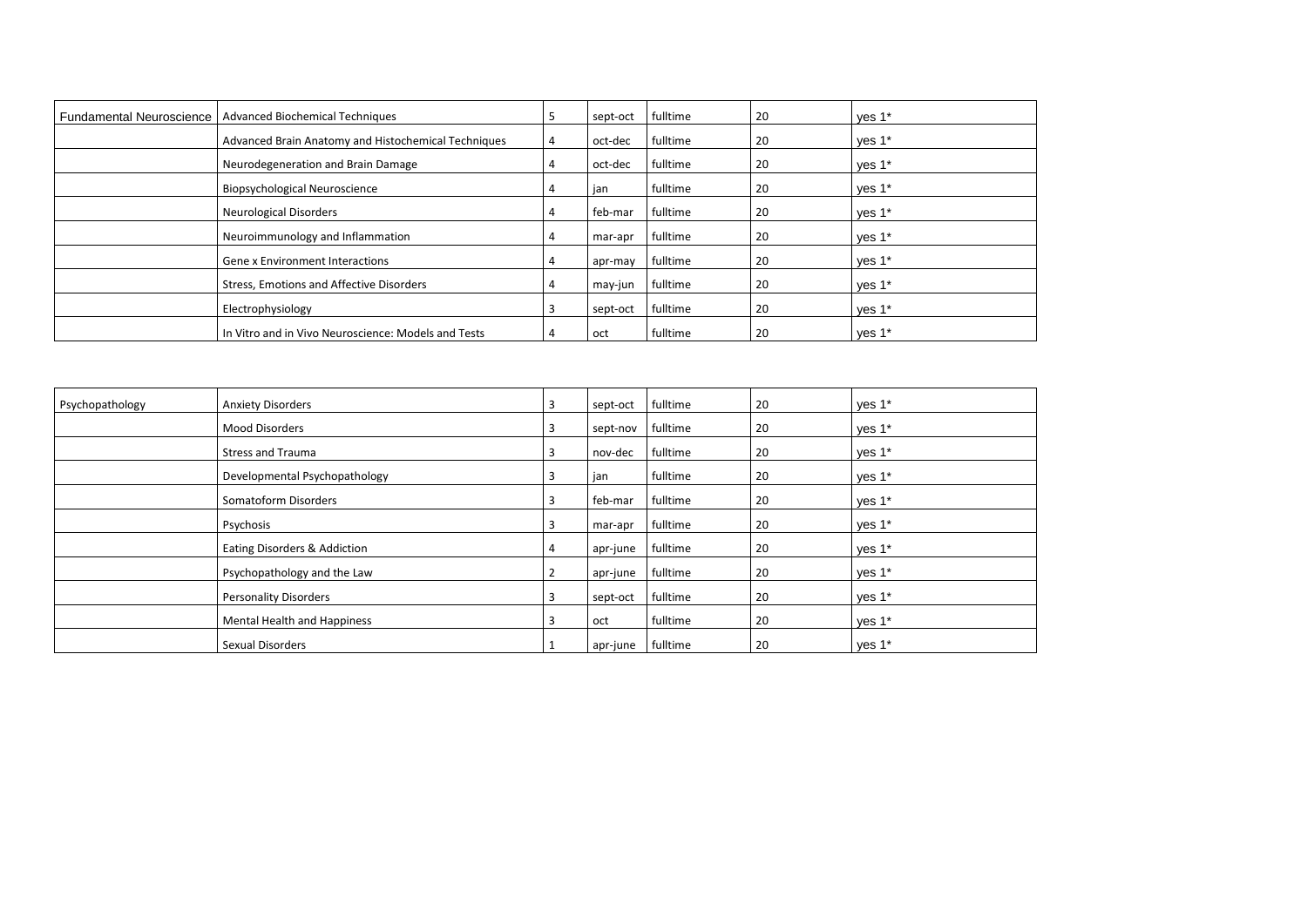| | | | | | | |
|---|---|---|---|---|---|---|
| Fundamental Neuroscience | Advanced Biochemical Techniques | 5 | sept-oct | fulltime | 20 | yes 1* |
| | Advanced Brain Anatomy and Histochemical Techniques | 4 | oct-dec | fulltime | 20 | yes 1* |
| | Neurodegeneration and Brain Damage | 4 | oct-dec | fulltime | 20 | yes 1* |
| | Biopsychological Neuroscience | 4 | jan | fulltime | 20 | yes 1* |
| | Neurological Disorders | 4 | feb-mar | fulltime | 20 | yes 1* |
| | Neuroimmunology and Inflammation | 4 | mar-apr | fulltime | 20 | yes 1* |
| | Gene x Environment Interactions | 4 | apr-may | fulltime | 20 | yes 1* |
| | Stress, Emotions and Affective Disorders | 4 | may-jun | fulltime | 20 | yes 1* |
| | Electrophysiology | 3 | sept-oct | fulltime | 20 | yes 1* |
| | In Vitro and in Vivo Neuroscience: Models and Tests | 4 | oct | fulltime | 20 | yes 1* |

| | | | | | | |
|---|---|---|---|---|---|---|
| Psychopathology | Anxiety Disorders | 3 | sept-oct | fulltime | 20 | yes 1* |
| | Mood Disorders | 3 | sept-nov | fulltime | 20 | yes 1* |
| | Stress and Trauma | 3 | nov-dec | fulltime | 20 | yes 1* |
| | Developmental Psychopathology | 3 | jan | fulltime | 20 | yes 1* |
| | Somatoform Disorders | 3 | feb-mar | fulltime | 20 | yes 1* |
| | Psychosis | 3 | mar-apr | fulltime | 20 | yes 1* |
| | Eating Disorders & Addiction | 4 | apr-june | fulltime | 20 | yes 1* |
| | Psychopathology and the Law | 2 | apr-june | fulltime | 20 | yes 1* |
| | Personality Disorders | 3 | sept-oct | fulltime | 20 | yes 1* |
| | Mental Health and Happiness | 3 | oct | fulltime | 20 | yes 1* |
| | Sexual Disorders | 1 | apr-june | fulltime | 20 | yes 1* |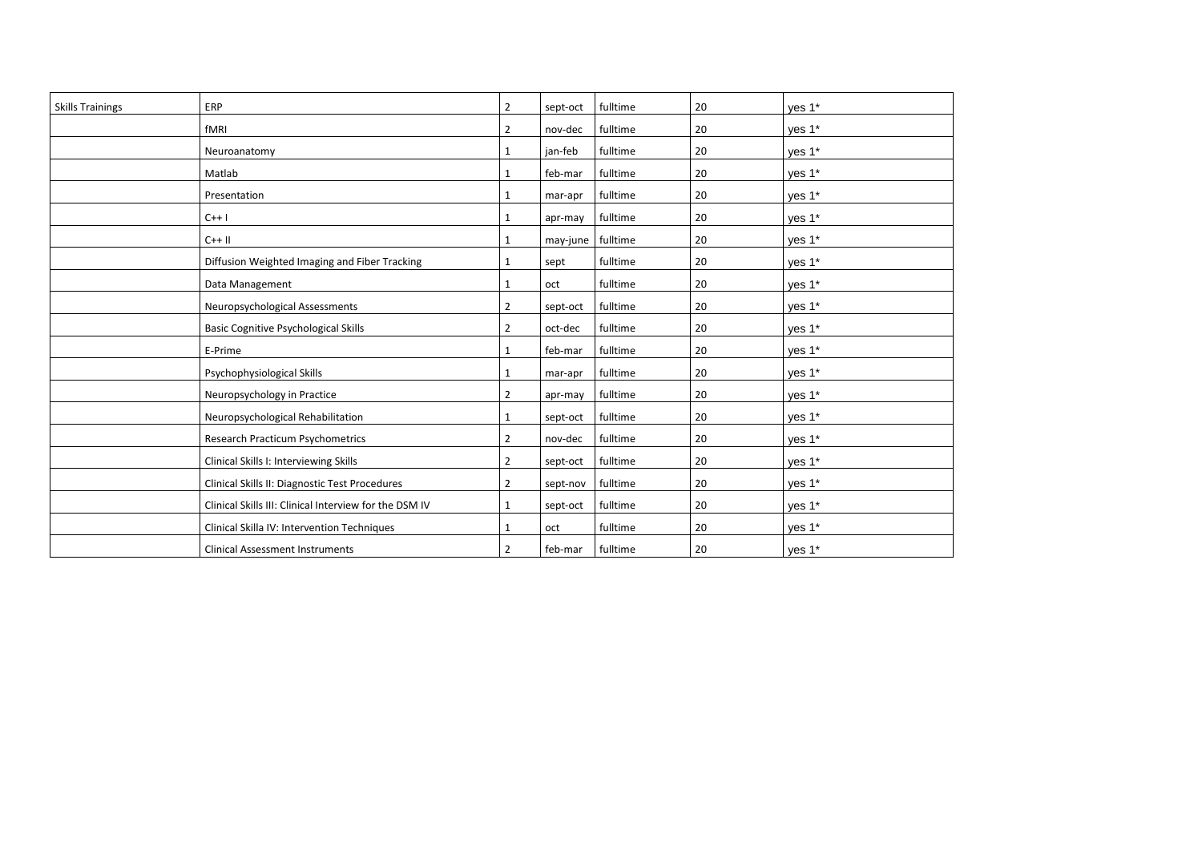| Skills Trainings | ERP | 2 | sept-oct | fulltime | 20 | yes 1* |
|---|---|---|---|---|---|---|
| | fMRI | 2 | nov-dec | fulltime | 20 | yes 1* |
| | Neuroanatomy | 1 | jan-feb | fulltime | 20 | yes 1* |
| | Matlab | 1 | feb-mar | fulltime | 20 | yes 1* |
| | Presentation | 1 | mar-apr | fulltime | 20 | yes 1* |
| | C++ I | 1 | apr-may | fulltime | 20 | yes 1* |
| | C++ II | 1 | may-june | fulltime | 20 | yes 1* |
| | Diffusion Weighted Imaging and Fiber Tracking | 1 | sept | fulltime | 20 | yes 1* |
| | Data Management | 1 | oct | fulltime | 20 | yes 1* |
| | Neuropsychological Assessments | 2 | sept-oct | fulltime | 20 | yes 1* |
| | Basic Cognitive Psychological Skills | 2 | oct-dec | fulltime | 20 | yes 1* |
| | E-Prime | 1 | feb-mar | fulltime | 20 | yes 1* |
| | Psychophysiological Skills | 1 | mar-apr | fulltime | 20 | yes 1* |
| | Neuropsychology in Practice | 2 | apr-may | fulltime | 20 | yes 1* |
| | Neuropsychological Rehabilitation | 1 | sept-oct | fulltime | 20 | yes 1* |
| | Research Practicum Psychometrics | 2 | nov-dec | fulltime | 20 | yes 1* |
| | Clinical Skills I: Interviewing Skills | 2 | sept-oct | fulltime | 20 | yes 1* |
| | Clinical Skills II: Diagnostic Test Procedures | 2 | sept-nov | fulltime | 20 | yes 1* |
| | Clinical Skills III: Clinical Interview for the DSM IV | 1 | sept-oct | fulltime | 20 | yes 1* |
| | Clinical Skilla IV: Intervention Techniques | 1 | oct | fulltime | 20 | yes 1* |
| | Clinical Assessment Instruments | 2 | feb-mar | fulltime | 20 | yes 1* |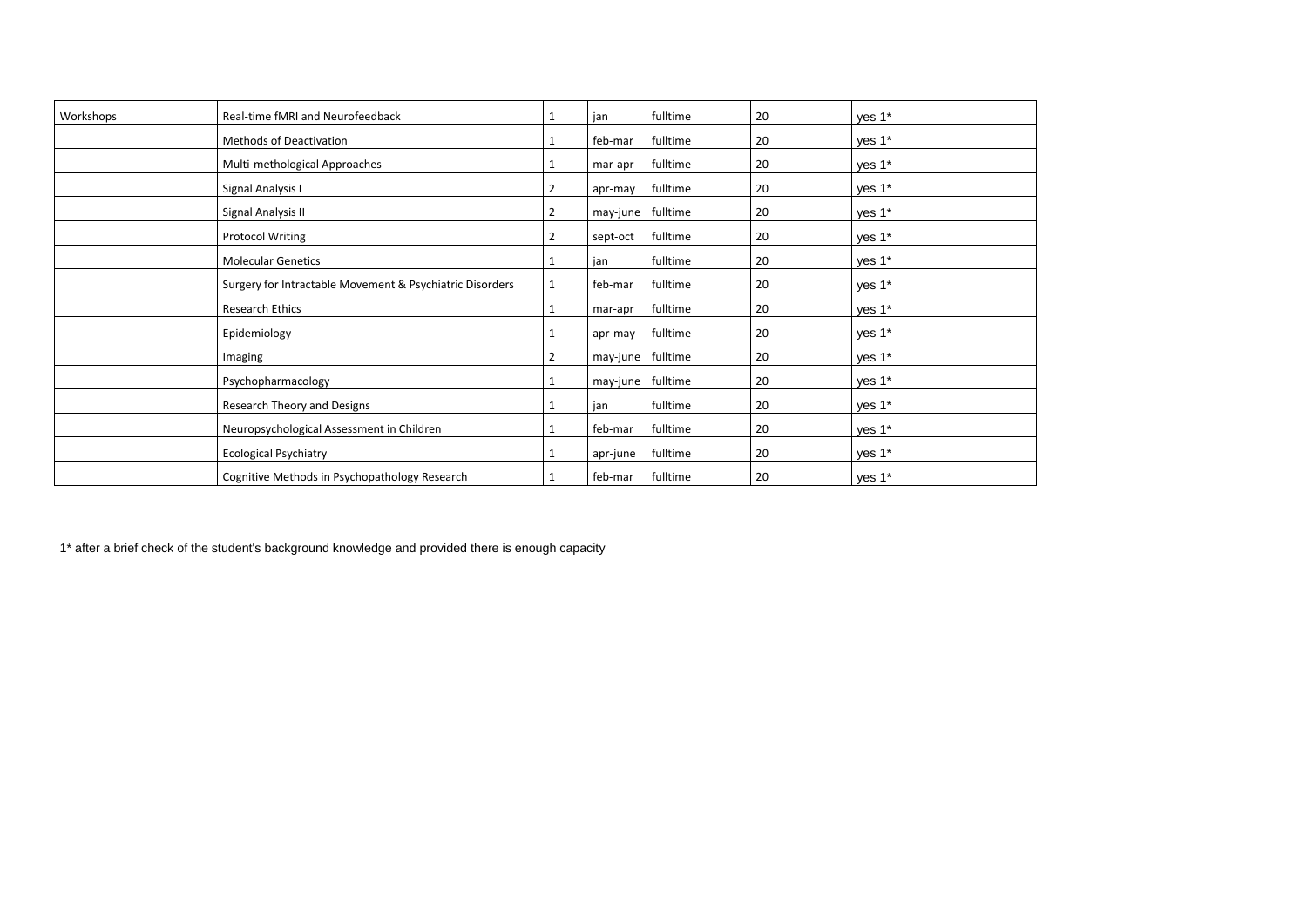| Workshops | Real-time fMRI and Neurofeedback | 1 | jan | fulltime | 20 | yes 1* |
|---|---|---|---|---|---|---|
| | Methods of Deactivation | 1 | feb-mar | fulltime | 20 | yes 1* |
| | Multi-methological Approaches | 1 | mar-apr | fulltime | 20 | yes 1* |
| | Signal Analysis I | 2 | apr-may | fulltime | 20 | yes 1* |
| | Signal Analysis II | 2 | may-june | fulltime | 20 | yes 1* |
| | Protocol Writing | 2 | sept-oct | fulltime | 20 | yes 1* |
| | Molecular Genetics | 1 | jan | fulltime | 20 | yes 1* |
| | Surgery for Intractable Movement & Psychiatric Disorders | 1 | feb-mar | fulltime | 20 | yes 1* |
| | Research Ethics | 1 | mar-apr | fulltime | 20 | yes 1* |
| | Epidemiology | 1 | apr-may | fulltime | 20 | yes 1* |
| | Imaging | 2 | may-june | fulltime | 20 | yes 1* |
| | Psychopharmacology | 1 | may-june | fulltime | 20 | yes 1* |
| | Research Theory and Designs | 1 | jan | fulltime | 20 | yes 1* |
| | Neuropsychological Assessment in Children | 1 | feb-mar | fulltime | 20 | yes 1* |
| | Ecological Psychiatry | 1 | apr-june | fulltime | 20 | yes 1* |
| | Cognitive Methods in Psychopathology Research | 1 | feb-mar | fulltime | 20 | yes 1* |

1* after a brief check of the student's background knowledge and provided there is enough capacity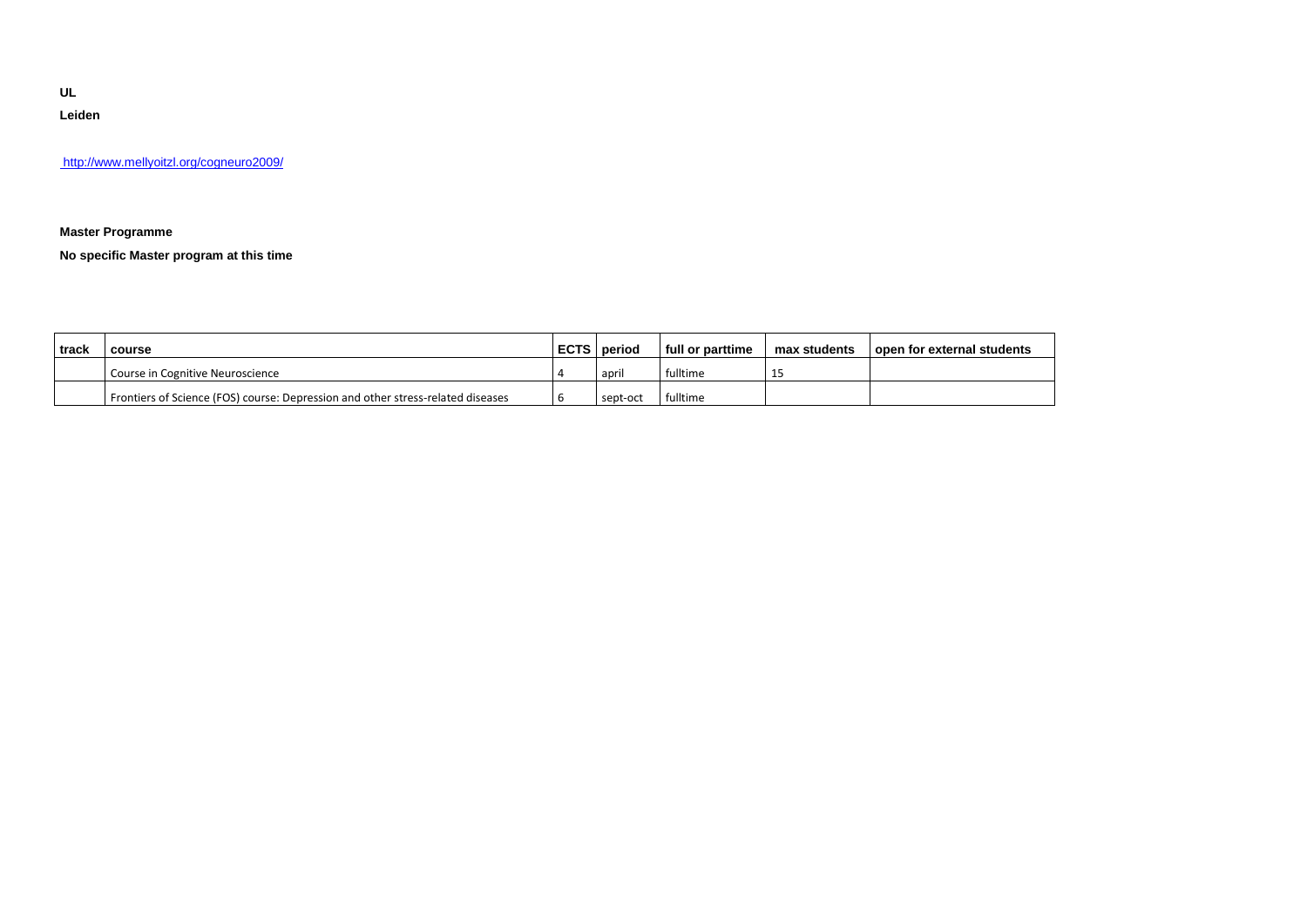**UL**

**Leiden**

http://www.mellyoitzl.org/cogneuro2009/

**Master Programme**

**No specific Master program at this time**

| track | course | ECTS | period | full or parttime | max students | open for external students |
|---|---|---|---|---|---|---|
| | Course in Cognitive Neuroscience | 4 | april | fulltime | 15 | |
| | Frontiers of Science (FOS) course: Depression and other stress-related diseases | 6 | sept-oct | fulltime | | |